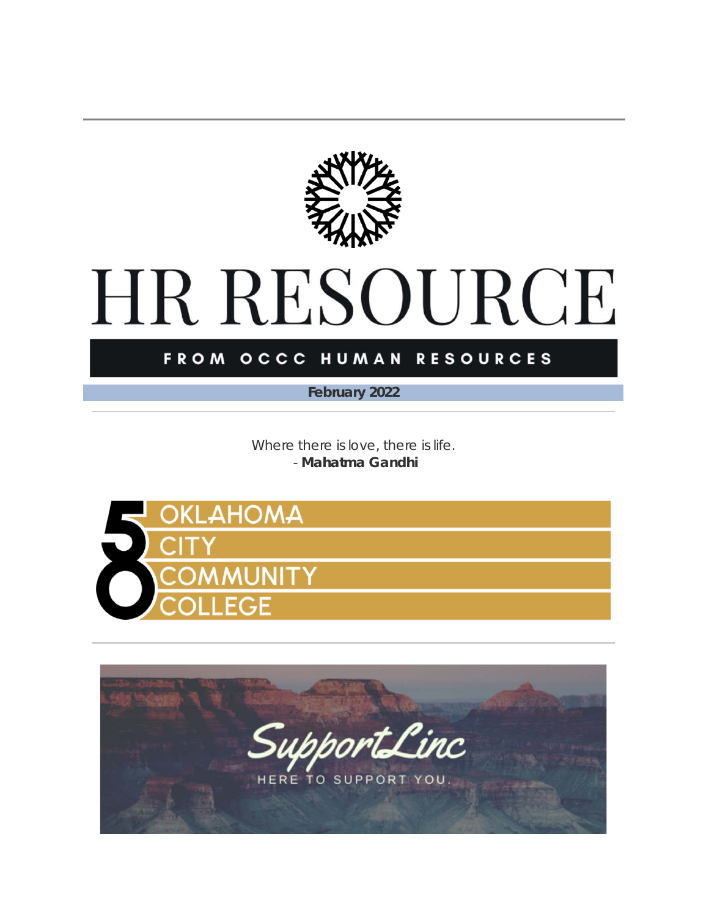# HR RESOURCE

FROM OCCC HUMAN RESOURCES

**February 2022**

---

Where there is love, there is life.
- **Mahatma Gandhi**

58 OKLAHOMA CITY COMMUNITY COLLEGE

---

SupportLinc

HERE TO SUPPORT YOU.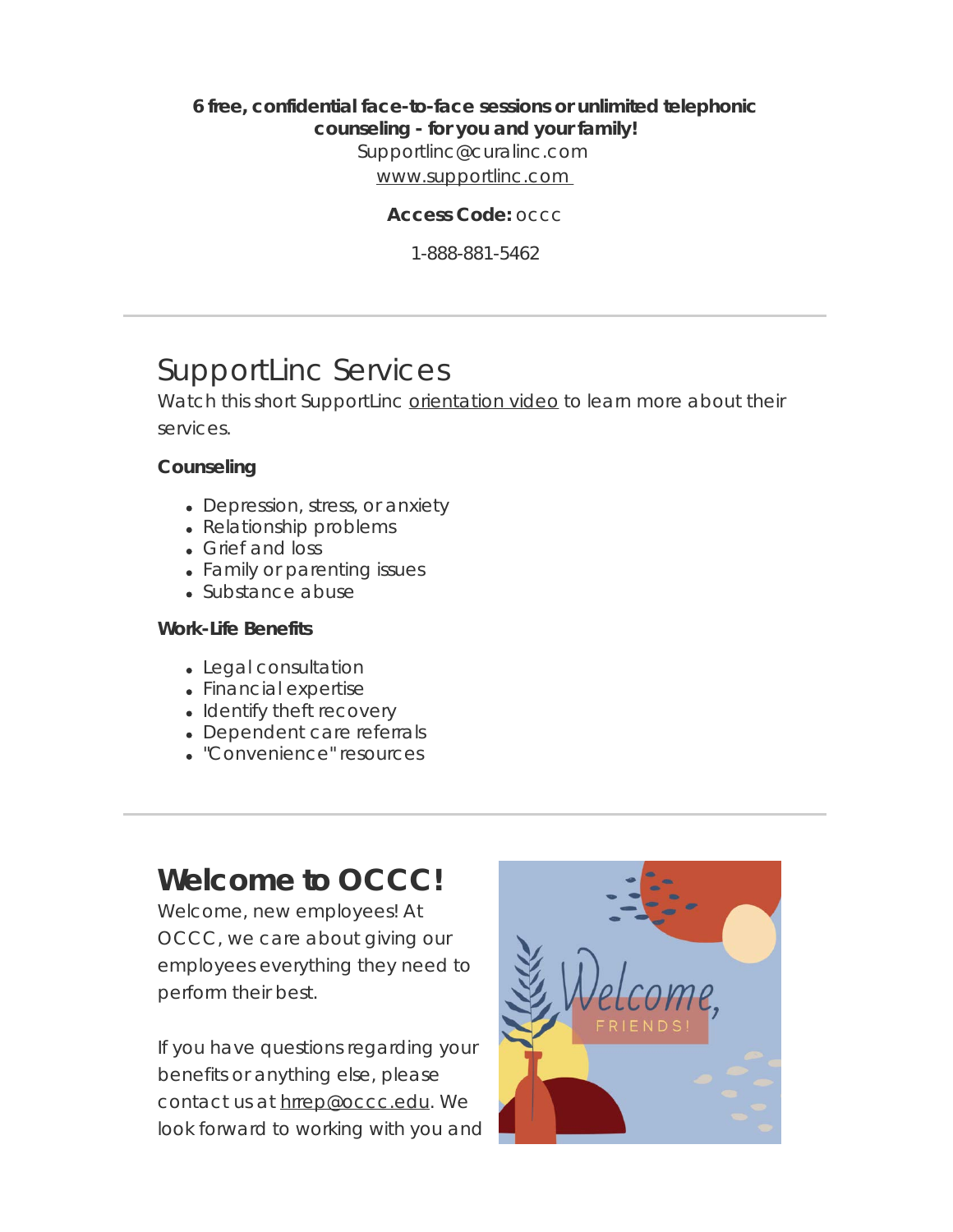**6 free, confidential face-to-face sessions or unlimited telephonic counseling - for you and your family!**

Supportlinc@curalinc.com

www.supportlinc.com

**Access Code:** occc

1-888-881-5462

---

## SupportLinc Services

Watch this short SupportLinc orientation video to learn more about their services.

**Counseling**

- Depression, stress, or anxiety
- Relationship problems
- Grief and loss
- Family or parenting issues
- Substance abuse

**Work-Life Benefits**

- Legal consultation
- Financial expertise
- Identify theft recovery
- Dependent care referrals
- "Convenience" resources

---

# Welcome to OCCC!

Welcome, new employees! At OCCC, we care about giving our employees everything they need to perform their best.

If you have questions regarding your benefits or anything else, please contact us at hrrep@occc.edu. We look forward to working with you and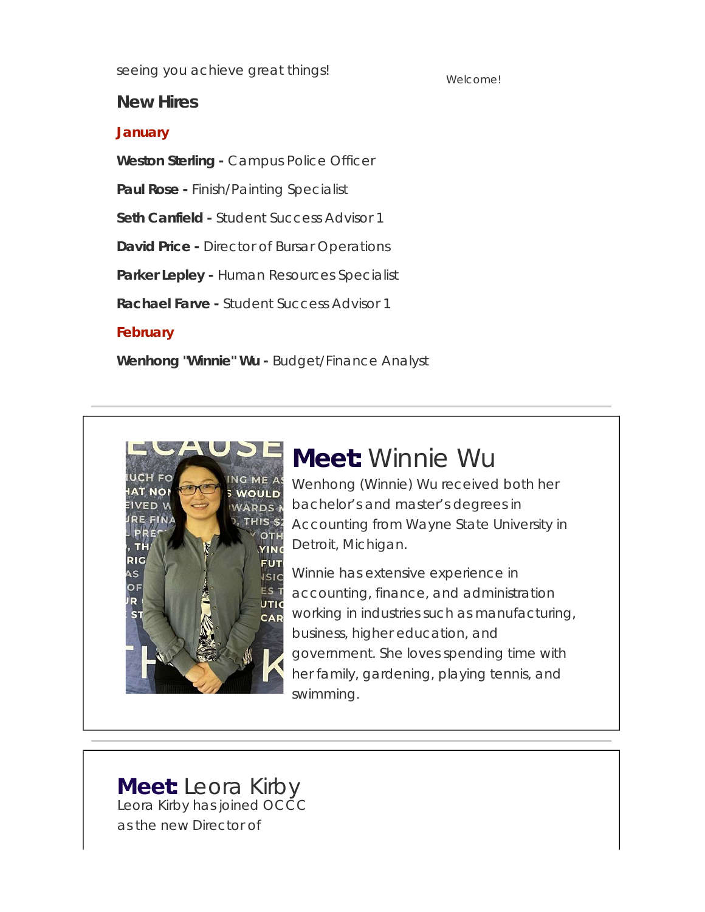seeing you achieve great things!

Welcome!

### New Hires

**January**

**Weston Sterling -** Campus Police Officer

**Paul Rose -** Finish/Painting Specialist

**Seth Canfield -** Student Success Advisor 1

**David Price -** Director of Bursar Operations

**Parker Lepley -** Human Resources Specialist

**Rachael Farve -** Student Success Advisor 1

**February**

**Wenhong "Winnie" Wu -** Budget/Finance Analyst

---

## **Meet:** Winnie Wu

Wenhong (Winnie) Wu received both her bachelor's and master's degrees in Accounting from Wayne State University in Detroit, Michigan.

Winnie has extensive experience in accounting, finance, and administration working in industries such as manufacturing, business, higher education, and government. She loves spending time with her family, gardening, playing tennis, and swimming.

---

## **Meet:** Leora Kirby

Leora Kirby has joined OCCC as the new Director of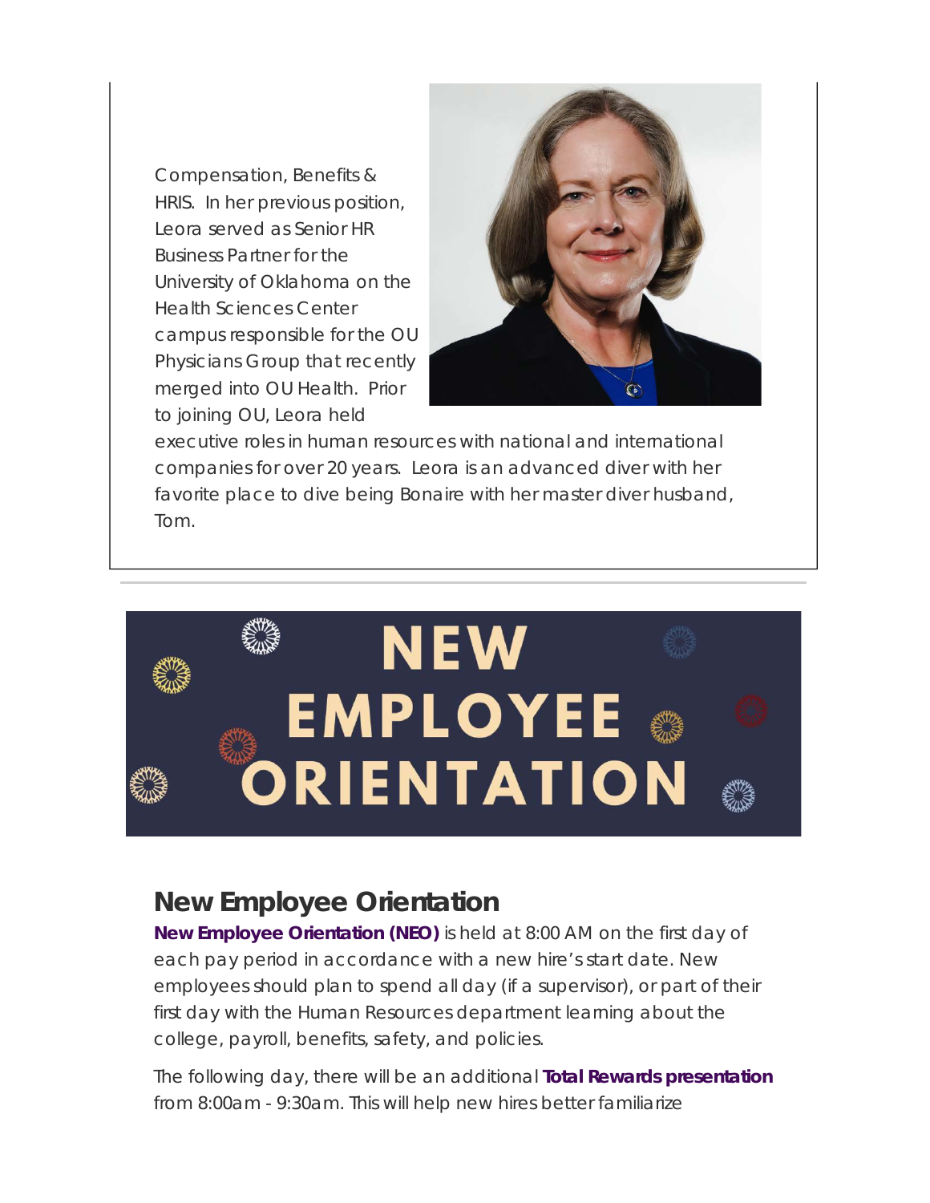Compensation, Benefits & HRIS. In her previous position, Leora served as Senior HR Business Partner for the University of Oklahoma on the Health Sciences Center campus responsible for the OU Physicians Group that recently merged into OU Health. Prior to joining OU, Leora held executive roles in human resources with national and international companies for over 20 years. Leora is an advanced diver with her favorite place to dive being Bonaire with her master diver husband, Tom.

---

## New Employee Orientation

**New Employee Orientation (NEO)** is held at 8:00 AM on the first day of each pay period in accordance with a new hire's start date. New employees should plan to spend all day (if a supervisor), or part of their first day with the Human Resources department learning about the college, payroll, benefits, safety, and policies.

The following day, there will be an additional **Total Rewards presentation** from 8:00am - 9:30am. This will help new hires better familiarize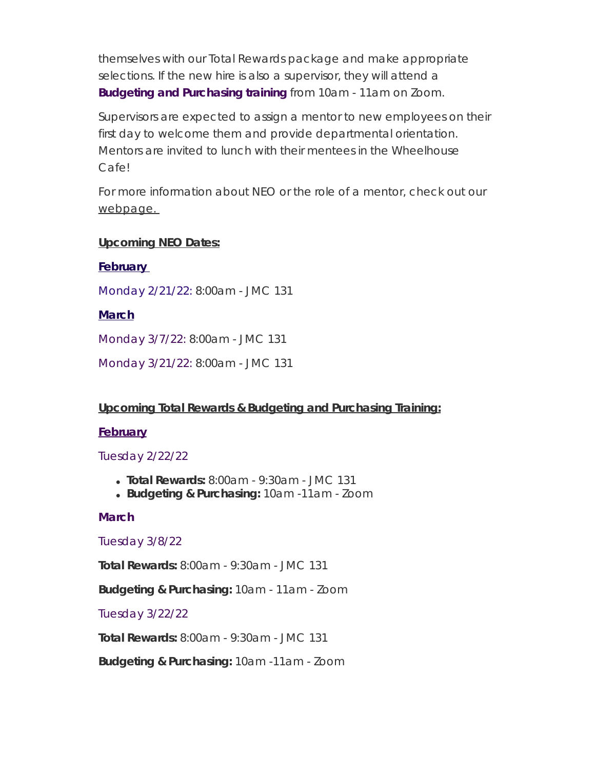themselves with our Total Rewards package and make appropriate selections. If the new hire is also a supervisor, they will attend a **Budgeting and Purchasing training** from 10am - 11am on Zoom.

Supervisors are expected to assign a mentor to new employees on their first day to welcome them and provide departmental orientation. Mentors are invited to lunch with their mentees in the Wheelhouse Cafe!

For more information about NEO or the role of a mentor, check out our webpage.

**Upcoming NEO Dates:**

**February**

Monday 2/21/22: 8:00am - JMC 131

**March**

Monday 3/7/22: 8:00am - JMC 131

Monday 3/21/22: 8:00am - JMC 131

**Upcoming Total Rewards & Budgeting and Purchasing Training:**

**February**

Tuesday 2/22/22

- **Total Rewards:** 8:00am - 9:30am - JMC 131
- **Budgeting & Purchasing:** 10am -11am - Zoom

**March**

Tuesday 3/8/22

**Total Rewards:** 8:00am - 9:30am - JMC 131

**Budgeting & Purchasing:** 10am - 11am - Zoom

Tuesday 3/22/22

**Total Rewards:** 8:00am - 9:30am - JMC 131

**Budgeting & Purchasing:** 10am -11am - Zoom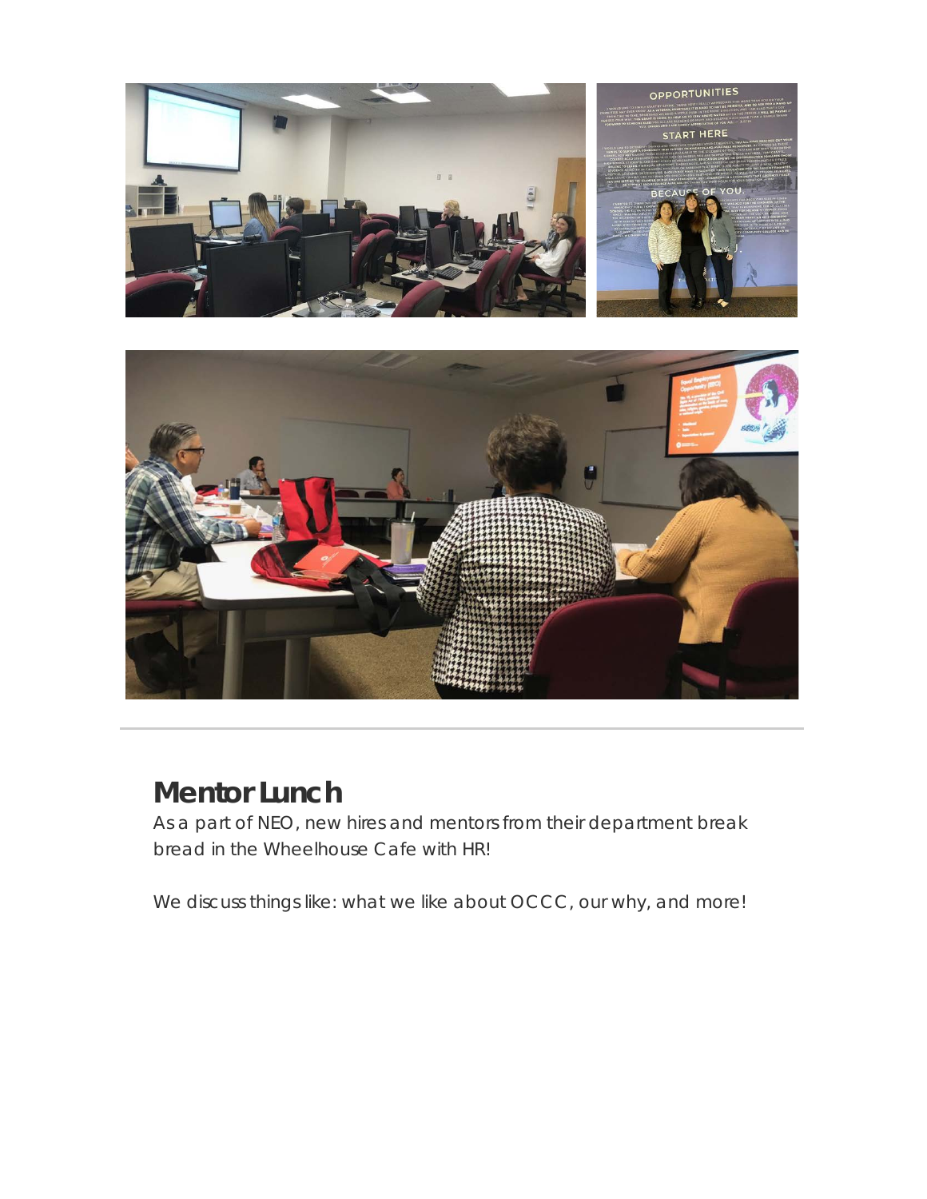## Mentor Lunch

As a part of NEO, new hires and mentors from their department break bread in the Wheelhouse Cafe with HR!

We discuss things like: what we like about OCCC, our why, and more!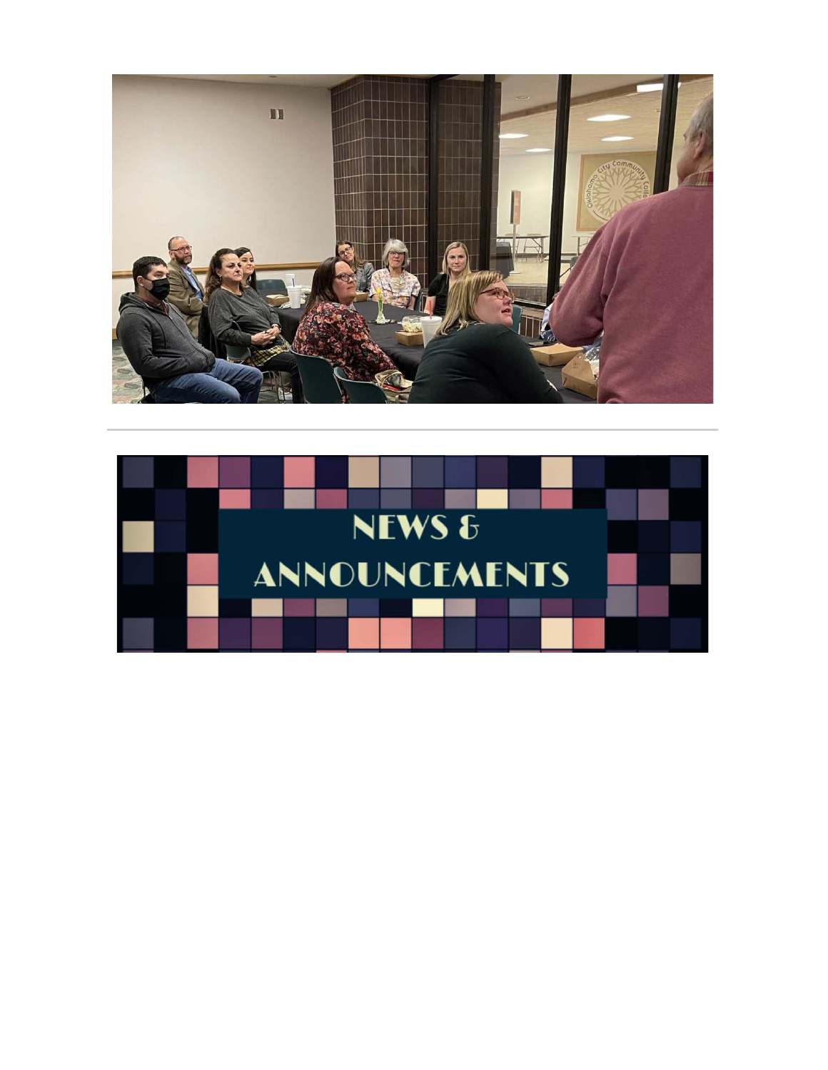NEWS & ANNOUNCEMENTS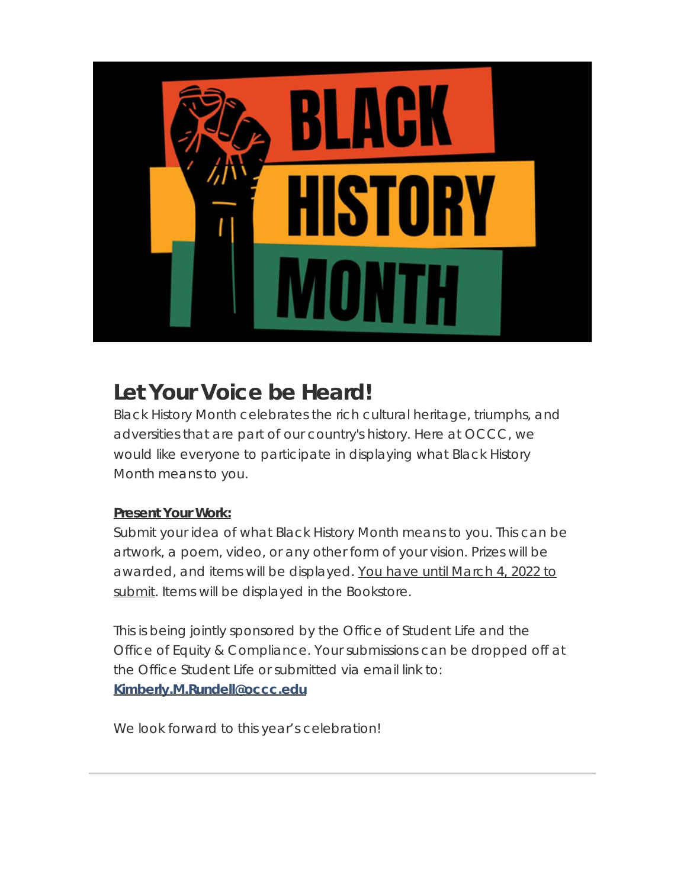# Let Your Voice be Heard!

Black History Month celebrates the rich cultural heritage, triumphs, and adversities that are part of our country's history. Here at OCCC, we would like everyone to participate in displaying what Black History Month means to you.

**Present Your Work:**

Submit your idea of what Black History Month means to you. This can be artwork, a poem, video, or any other form of your vision. Prizes will be awarded, and items will be displayed. You have until March 4, 2022 to submit. Items will be displayed in the Bookstore.

This is being jointly sponsored by the Office of Student Life and the Office of Equity & Compliance. Your submissions can be dropped off at the Office Student Life or submitted via email link to: **Kimberly.M.Rundell@occc.edu**

We look forward to this year's celebration!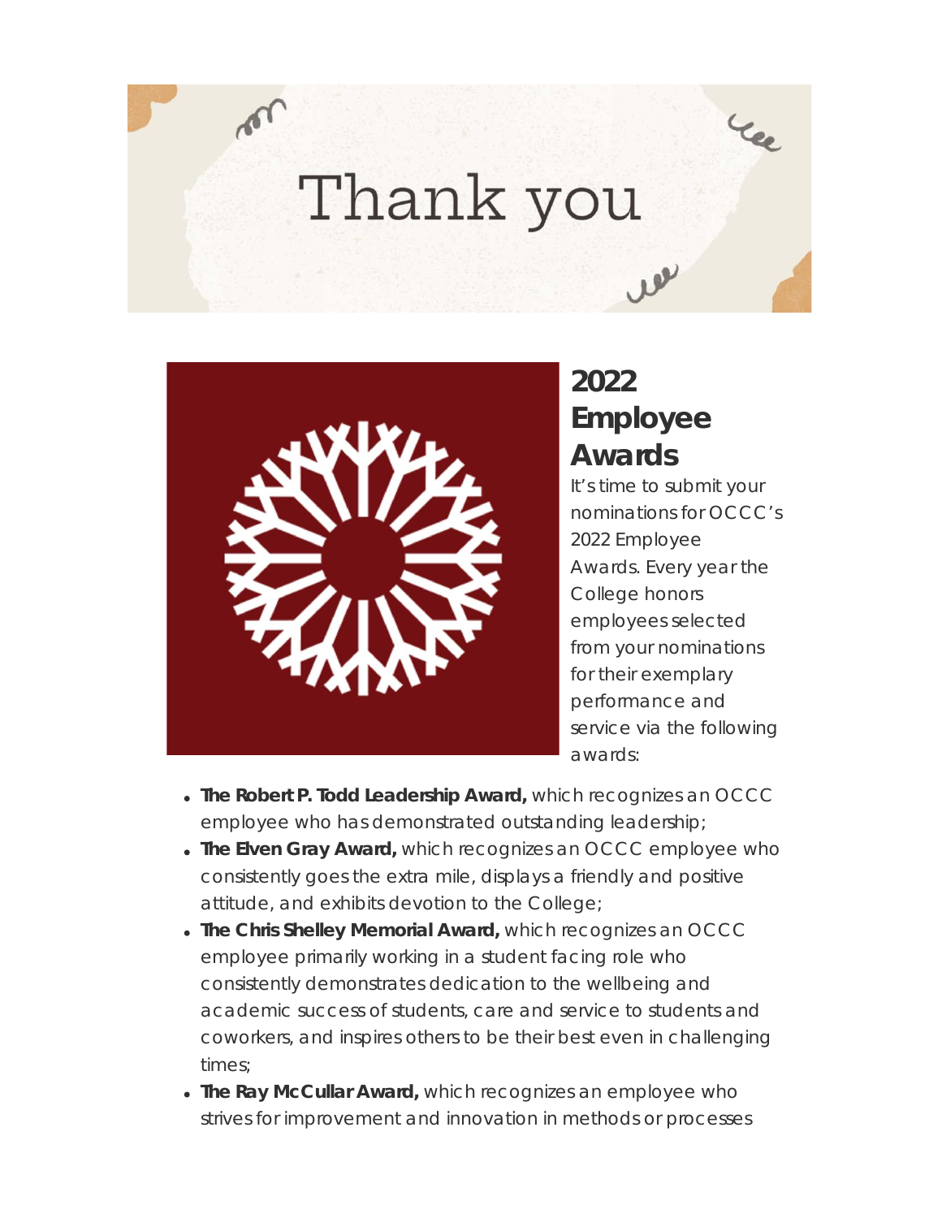Thank you

## 2022 Employee Awards

It's time to submit your nominations for OCCC's 2022 Employee Awards. Every year the College honors employees selected from your nominations for their exemplary performance and service via the following awards:

- **The Robert P. Todd Leadership Award,** which recognizes an OCCC employee who has demonstrated outstanding leadership;
- **The Elven Gray Award,** which recognizes an OCCC employee who consistently goes the extra mile, displays a friendly and positive attitude, and exhibits devotion to the College;
- **The Chris Shelley Memorial Award,** which recognizes an OCCC employee primarily working in a student facing role who consistently demonstrates dedication to the wellbeing and academic success of students, care and service to students and coworkers, and inspires others to be their best even in challenging times;
- **The Ray McCullar Award,** which recognizes an employee who strives for improvement and innovation in methods or processes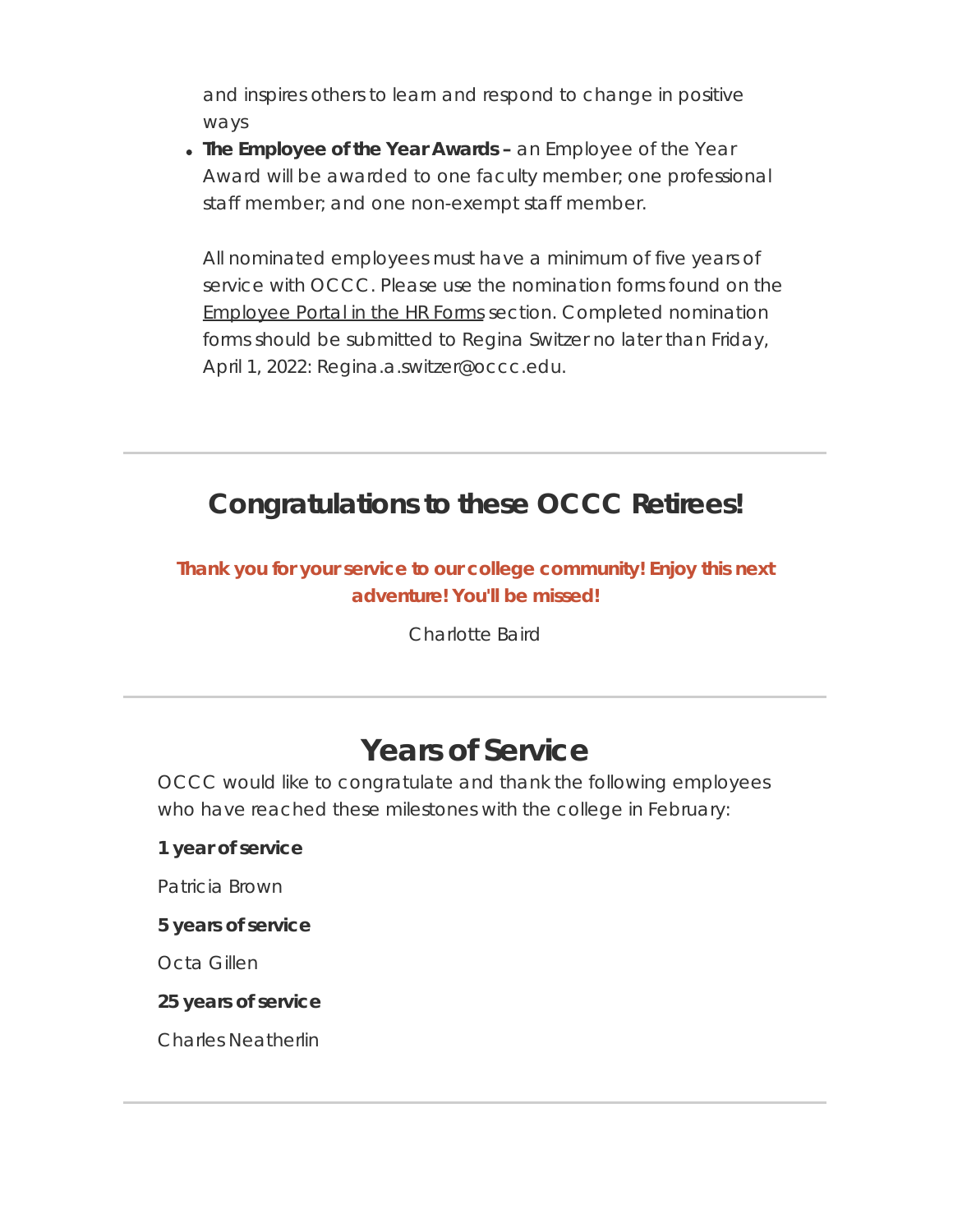and inspires others to learn and respond to change in positive ways

- **The Employee of the Year Awards –** an Employee of the Year Award will be awarded to one faculty member; one professional staff member; and one non-exempt staff member.

  All nominated employees must have a minimum of five years of service with OCCC. Please use the nomination forms found on the Employee Portal in the HR Forms section. Completed nomination forms should be submitted to Regina Switzer no later than Friday, April 1, 2022: Regina.a.switzer@occc.edu.

---

## Congratulations to these OCCC Retirees!

**Thank you for your service to our college community! Enjoy this next adventure! You'll be missed!**

Charlotte Baird

---

# Years of Service

OCCC would like to congratulate and thank the following employees who have reached these milestones with the college in February:

**1 year of service**

Patricia Brown

**5 years of service**

Octa Gillen

**25 years of service**

Charles Neatherlin

---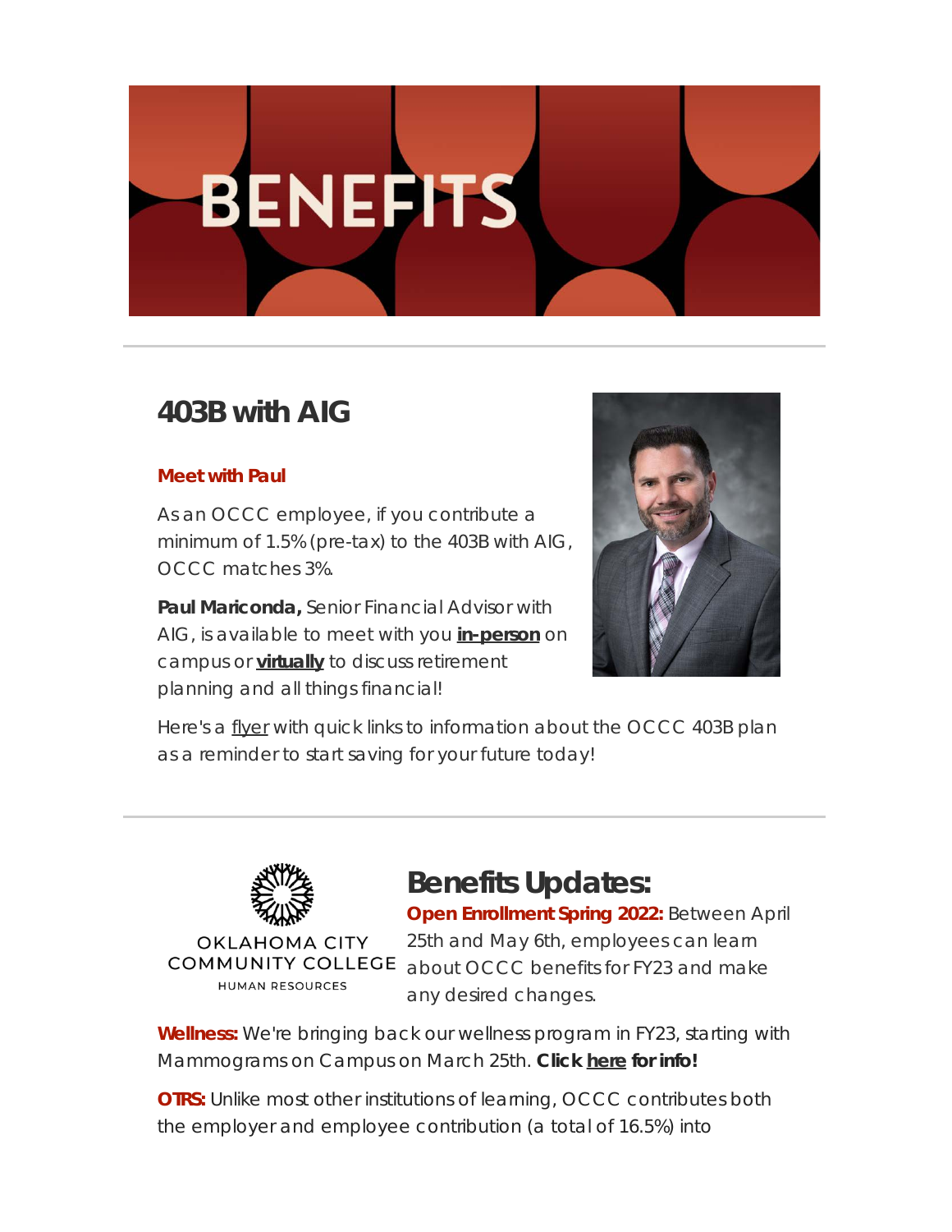# BENEFITS

## 403B with AIG

**Meet with Paul**

As an OCCC employee, if you contribute a minimum of 1.5% (pre-tax) to the 403B with AIG, OCCC matches 3%.

**Paul Mariconda,** Senior Financial Advisor with AIG, is available to meet with you **in-person** on campus or **virtually** to discuss retirement planning and all things financial!

Here's a flyer with quick links to information about the OCCC 403B plan as a reminder to start saving for your future today!

OKLAHOMA CITY COMMUNITY COLLEGE
HUMAN RESOURCES

## Benefits Updates:

**Open Enrollment Spring 2022:** Between April 25th and May 6th, employees can learn about OCCC benefits for FY23 and make any desired changes.

**Wellness:** We're bringing back our wellness program in FY23, starting with Mammograms on Campus on March 25th. **Click here for info!**

**OTRS:** Unlike most other institutions of learning, OCCC contributes both the employer and employee contribution (a total of 16.5%) into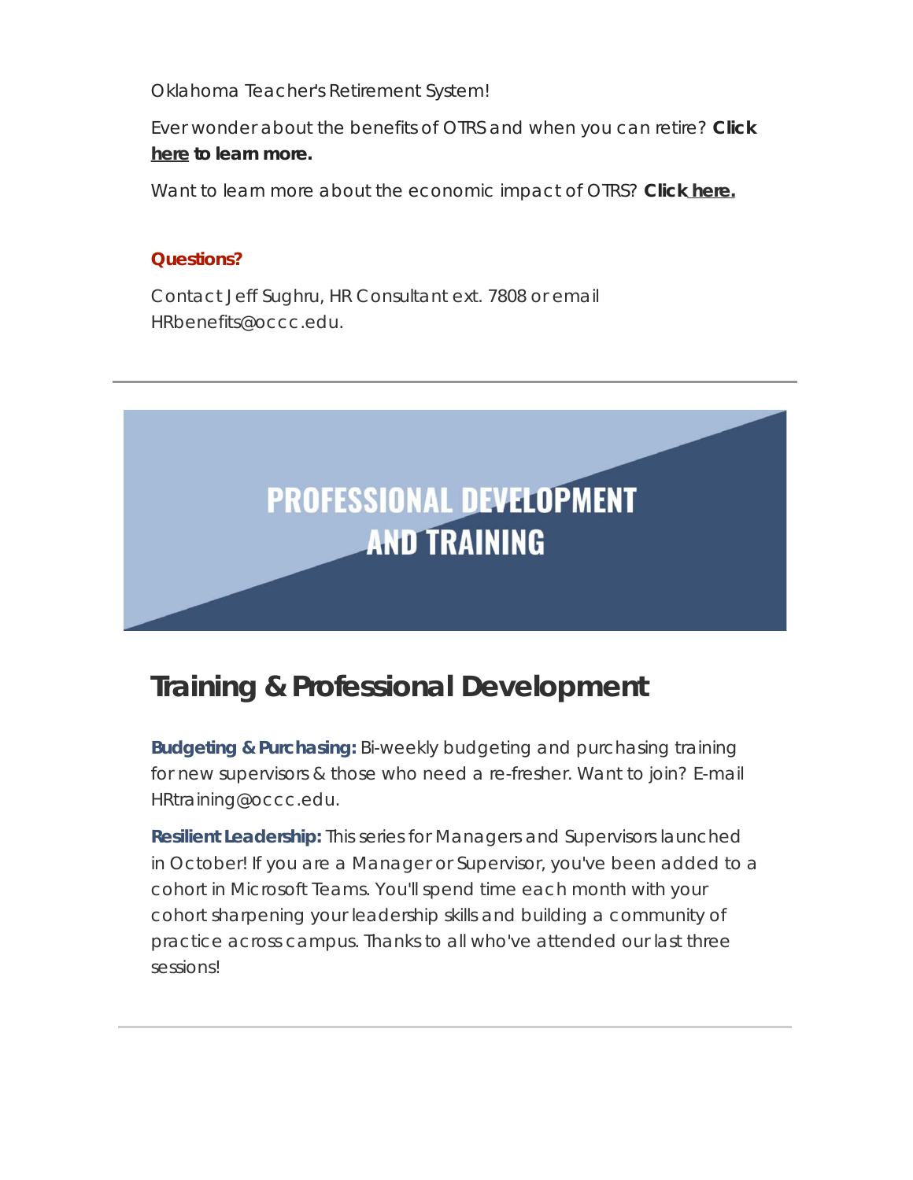Oklahoma Teacher's Retirement System!

Ever wonder about the benefits of OTRS and when you can retire? **Click here to learn more.**

Want to learn more about the economic impact of OTRS? **Click here.**

**Questions?**

Contact Jeff Sughru, HR Consultant ext. 7808 or email HRbenefits@occc.edu.

---

PROFESSIONAL DEVELOPMENT AND TRAINING

## Training & Professional Development

**Budgeting & Purchasing:** Bi-weekly budgeting and purchasing training for new supervisors & those who need a re-fresher. Want to join? E-mail HRtraining@occc.edu.

**Resilient Leadership:** This series for Managers and Supervisors launched in October! If you are a Manager or Supervisor, you've been added to a cohort in Microsoft Teams. You'll spend time each month with your cohort sharpening your leadership skills and building a community of practice across campus. Thanks to all who've attended our last three sessions!

---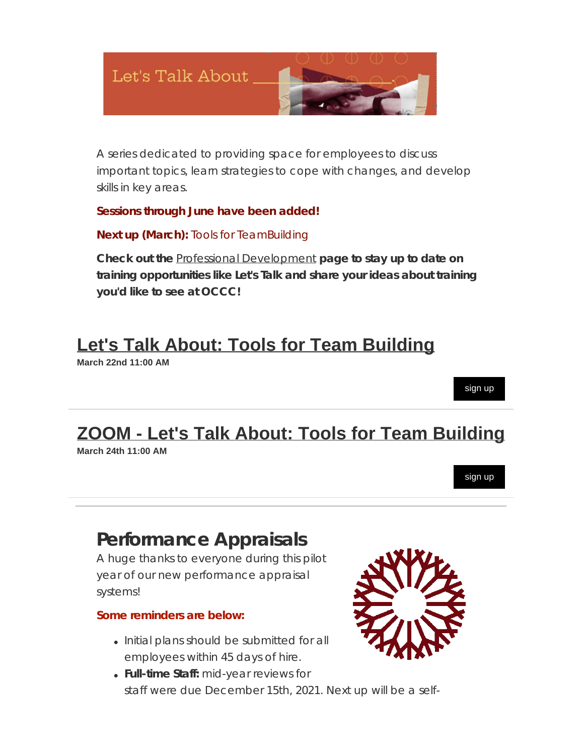Let's Talk About

A series dedicated to providing space for employees to discuss important topics, learn strategies to cope with changes, and develop skills in key areas.

**Sessions through June have been added!**

**Next up (March):** Tools for TeamBuilding

**Check out the** Professional Development **page to stay up to date on training opportunities like Let's Talk and share your ideas about training you'd like to see at OCCC!**

## Let's Talk About: Tools for Team Building

**March 22nd 11:00 AM**

sign up

## ZOOM - Let's Talk About: Tools for Team Building

**March 24th 11:00 AM**

sign up

## Performance Appraisals

A huge thanks to everyone during this pilot year of our new performance appraisal systems!

**Some reminders are below:**

- Initial plans should be submitted for all employees within 45 days of hire.
- **Full-time Staff:** mid-year reviews for staff were due December 15th, 2021. Next up will be a self-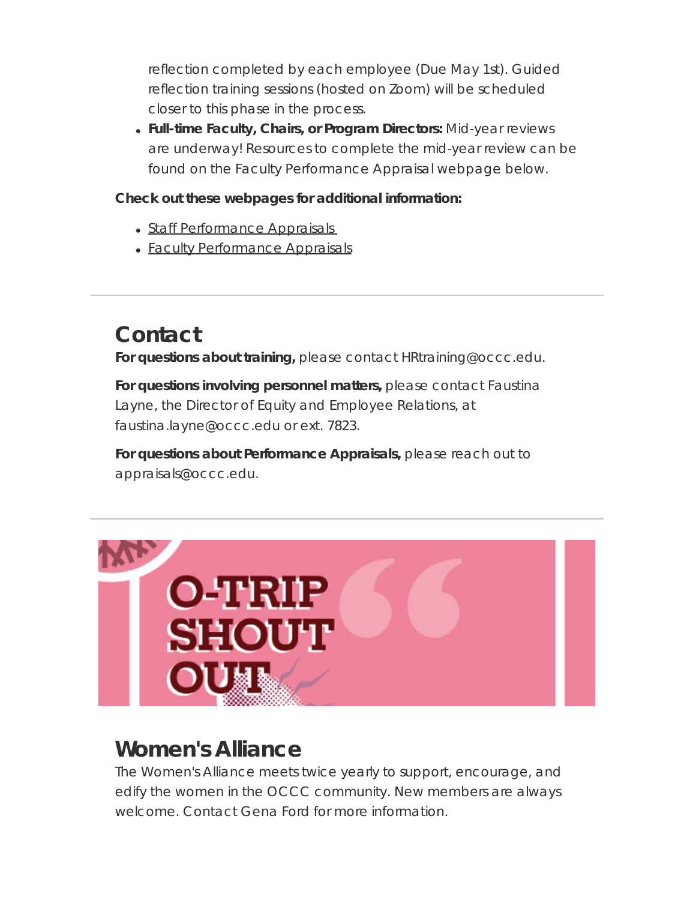reflection completed by each employee (Due May 1st). Guided reflection training sessions (hosted on Zoom) will be scheduled closer to this phase in the process.

- **Full-time Faculty, Chairs, or Program Directors:** Mid-year reviews are underway! Resources to complete the mid-year review can be found on the Faculty Performance Appraisal webpage below.

**Check out these webpages for additional information:**

- Staff Performance Appraisals
- Faculty Performance Appraisals

## Contact

**For questions about training,** please contact HRtraining@occc.edu.

**For questions involving personnel matters,** please contact Faustina Layne, the Director of Equity and Employee Relations, at faustina.layne@occc.edu or ext. 7823.

**For questions about Performance Appraisals,** please reach out to appraisals@occc.edu.

O-TRIP SHOUT OUT

## Women's Alliance

The Women's Alliance meets twice yearly to support, encourage, and edify the women in the OCCC community. New members are always welcome. Contact Gena Ford for more information.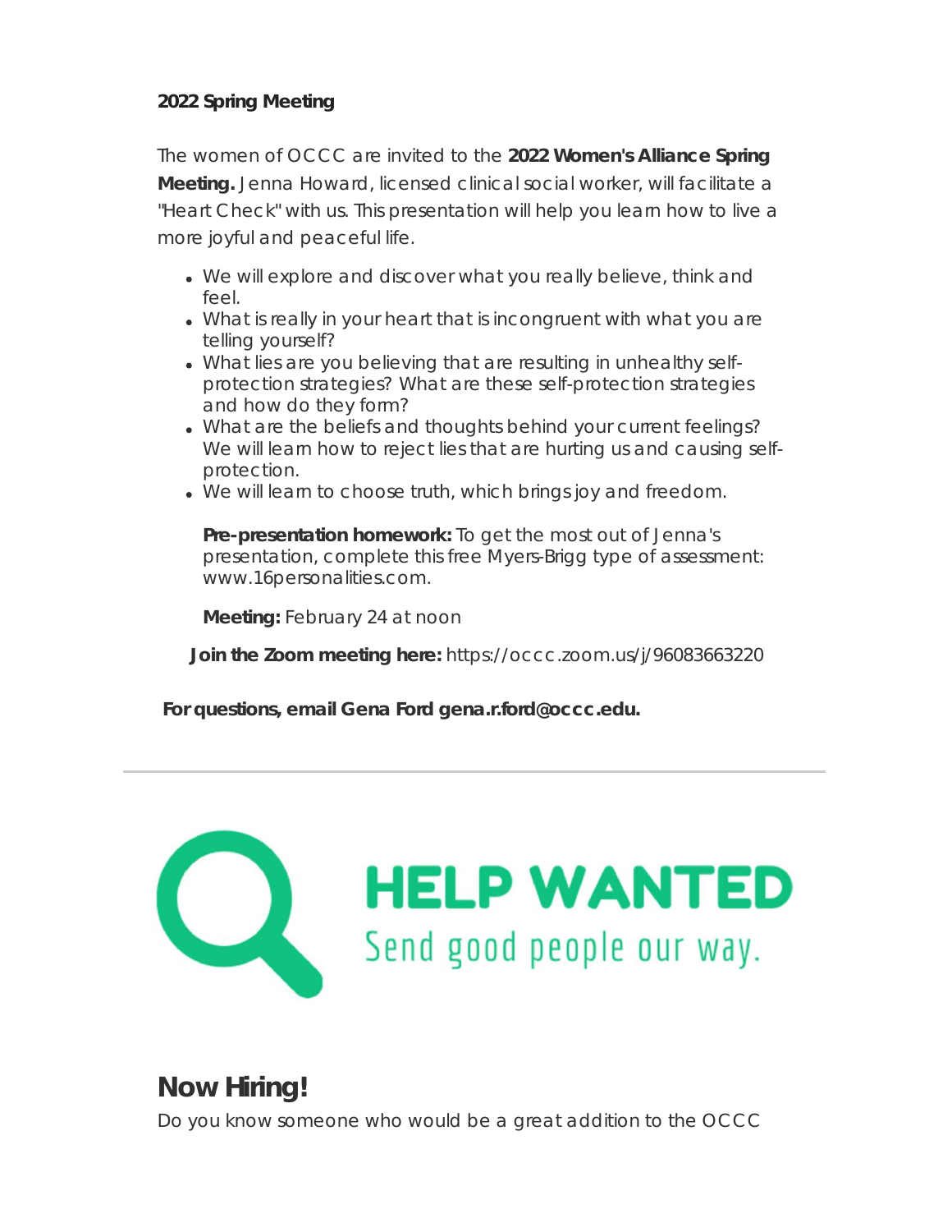**2022 Spring Meeting**

The women of OCCC are invited to the **2022 Women's Alliance Spring Meeting.** Jenna Howard, licensed clinical social worker, will facilitate a "Heart Check" with us. This presentation will help you learn how to live a more joyful and peaceful life.

- We will explore and discover what you really believe, think and feel.
- What is really in your heart that is incongruent with what you are telling yourself?
- What lies are you believing that are resulting in unhealthy self-protection strategies? What are these self-protection strategies and how do they form?
- What are the beliefs and thoughts behind your current feelings? We will learn how to reject lies that are hurting us and causing self-protection.
- We will learn to choose truth, which brings joy and freedom.

**Pre-presentation homework:** To get the most out of Jenna's presentation, complete this free Myers-Brigg type of assessment: www.16personalities.com.

**Meeting:** February 24 at noon

**Join the Zoom meeting here:** https://occc.zoom.us/j/96083663220

**For questions, email Gena Ford gena.r.ford@occc.edu.**

---

HELP WANTED

Send good people our way.

## Now Hiring!

Do you know someone who would be a great addition to the OCCC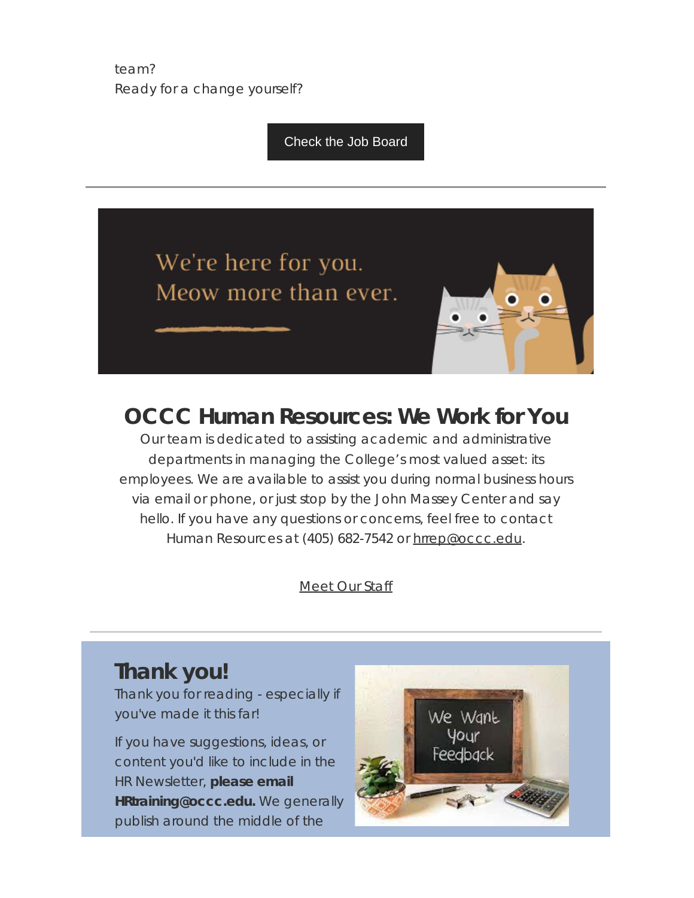team?
Ready for a change yourself?

Check the Job Board

---

## OCCC Human Resources: We Work for You

Our team is dedicated to assisting academic and administrative departments in managing the College's most valued asset: its employees. We are available to assist you during normal business hours via email or phone, or just stop by the John Massey Center and say hello. If you have any questions or concerns, feel free to contact Human Resources at (405) 682-7542 or hrrep@occc.edu.

Meet Our Staff

---

## Thank you!

Thank you for reading - especially if you've made it this far!

If you have suggestions, ideas, or content you'd like to include in the HR Newsletter, **please email HRtraining@occc.edu.** We generally publish around the middle of the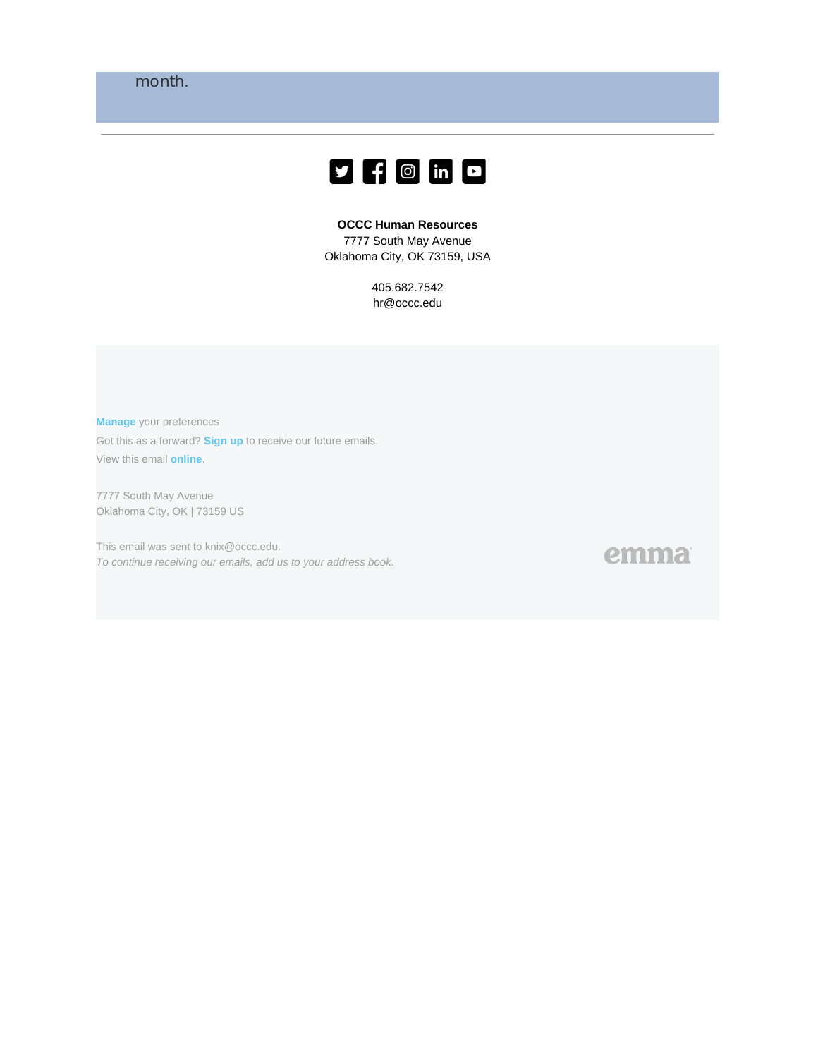month.

---

**OCCC Human Resources**
7777 South May Avenue
Oklahoma City, OK 73159, USA

405.682.7542
hr@occc.edu

**Manage** your preferences
Got this as a forward? **Sign up** to receive our future emails.
View this email **online**.

7777 South May Avenue
Oklahoma City, OK | 73159 US

This email was sent to knix@occc.edu.
*To continue receiving our emails, add us to your address book.*

emma